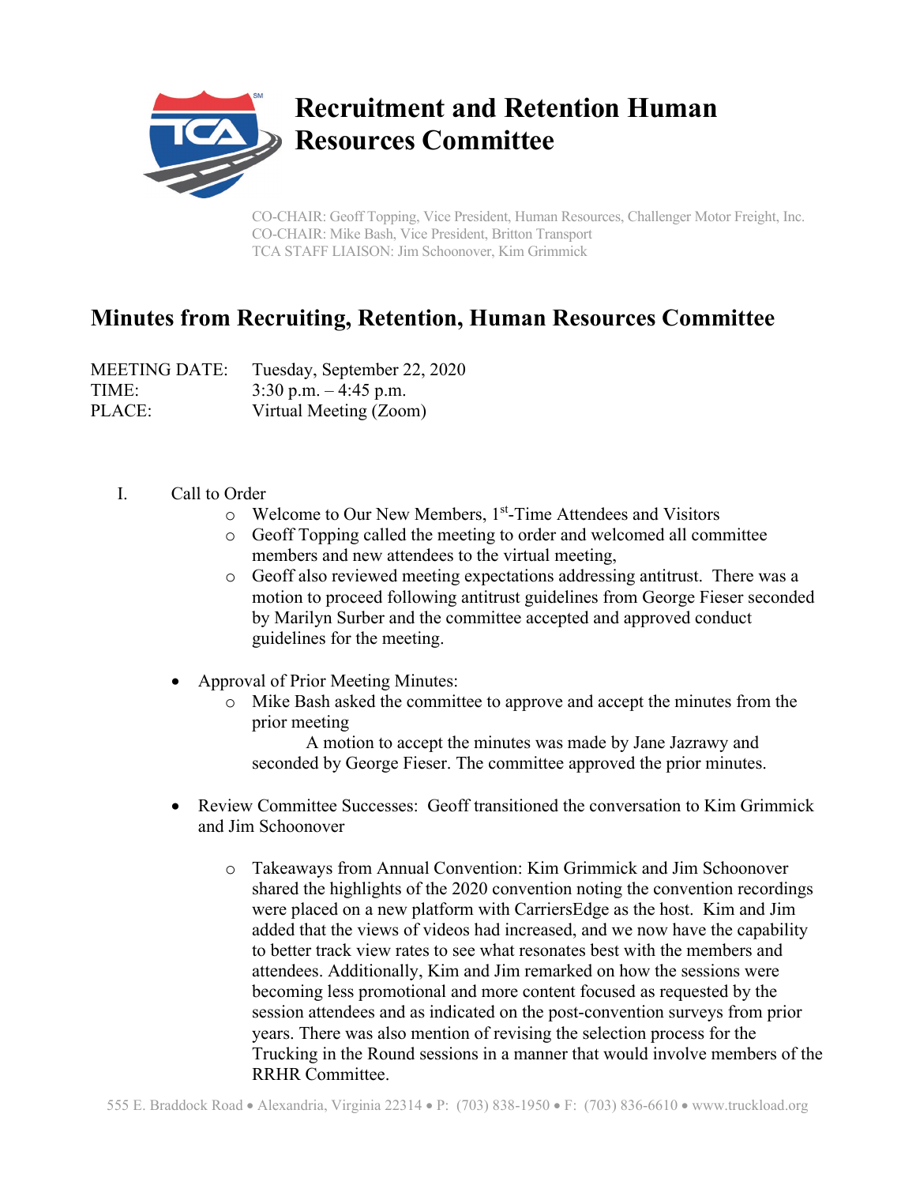# Recruitment and Retention Human Resources Committee

CO-CHAIR: Geoff Topping, Vice President, Human Resources, Challenger Motor Freight, Inc.
CO-CHAIR: Mike Bash, Vice President, Britton Transport
TCA STAFF LIAISON: Jim Schoonover, Kim Grimmick

## Minutes from Recruiting, Retention, Human Resources Committee

MEETING DATE: Tuesday, September 22, 2020
TIME: 3:30 p.m. – 4:45 p.m.
PLACE: Virtual Meeting (Zoom)

I. Call to Order
   - Welcome to Our New Members, 1st-Time Attendees and Visitors
   - Geoff Topping called the meeting to order and welcomed all committee members and new attendees to the virtual meeting,
   - Geoff also reviewed meeting expectations addressing antitrust. There was a motion to proceed following antitrust guidelines from George Fieser seconded by Marilyn Surber and the committee accepted and approved conduct guidelines for the meeting.

- Approval of Prior Meeting Minutes:
  - Mike Bash asked the committee to approve and accept the minutes from the prior meeting
    A motion to accept the minutes was made by Jane Jazrawy and seconded by George Fieser. The committee approved the prior minutes.

- Review Committee Successes: Geoff transitioned the conversation to Kim Grimmick and Jim Schoonover
  - Takeaways from Annual Convention: Kim Grimmick and Jim Schoonover shared the highlights of the 2020 convention noting the convention recordings were placed on a new platform with CarriersEdge as the host. Kim and Jim added that the views of videos had increased, and we now have the capability to better track view rates to see what resonates best with the members and attendees. Additionally, Kim and Jim remarked on how the sessions were becoming less promotional and more content focused as requested by the session attendees and as indicated on the post-convention surveys from prior years. There was also mention of revising the selection process for the Trucking in the Round sessions in a manner that would involve members of the RRHR Committee.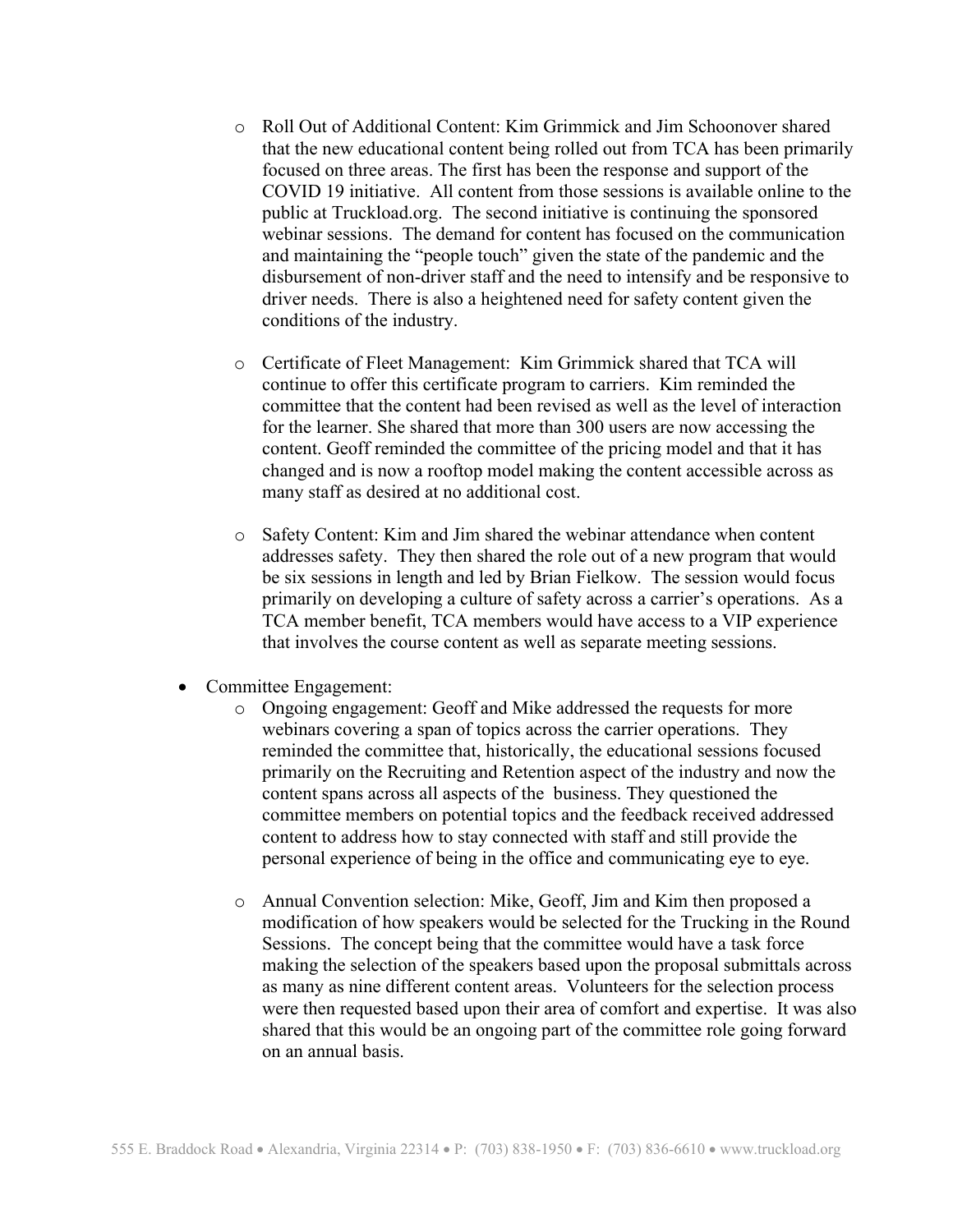- Roll Out of Additional Content: Kim Grimmick and Jim Schoonover shared that the new educational content being rolled out from TCA has been primarily focused on three areas. The first has been the response and support of the COVID 19 initiative. All content from those sessions is available online to the public at Truckload.org. The second initiative is continuing the sponsored webinar sessions. The demand for content has focused on the communication and maintaining the "people touch" given the state of the pandemic and the disbursement of non-driver staff and the need to intensify and be responsive to driver needs. There is also a heightened need for safety content given the conditions of the industry.

  - Certificate of Fleet Management: Kim Grimmick shared that TCA will continue to offer this certificate program to carriers. Kim reminded the committee that the content had been revised as well as the level of interaction for the learner. She shared that more than 300 users are now accessing the content. Geoff reminded the committee of the pricing model and that it has changed and is now a rooftop model making the content accessible across as many staff as desired at no additional cost.

  - Safety Content: Kim and Jim shared the webinar attendance when content addresses safety. They then shared the role out of a new program that would be six sessions in length and led by Brian Fielkow. The session would focus primarily on developing a culture of safety across a carrier's operations. As a TCA member benefit, TCA members would have access to a VIP experience that involves the course content as well as separate meeting sessions.

- Committee Engagement:
  - Ongoing engagement: Geoff and Mike addressed the requests for more webinars covering a span of topics across the carrier operations. They reminded the committee that, historically, the educational sessions focused primarily on the Recruiting and Retention aspect of the industry and now the content spans across all aspects of the business. They questioned the committee members on potential topics and the feedback received addressed content to address how to stay connected with staff and still provide the personal experience of being in the office and communicating eye to eye.

  - Annual Convention selection: Mike, Geoff, Jim and Kim then proposed a modification of how speakers would be selected for the Trucking in the Round Sessions. The concept being that the committee would have a task force making the selection of the speakers based upon the proposal submittals across as many as nine different content areas. Volunteers for the selection process were then requested based upon their area of comfort and expertise. It was also shared that this would be an ongoing part of the committee role going forward on an annual basis.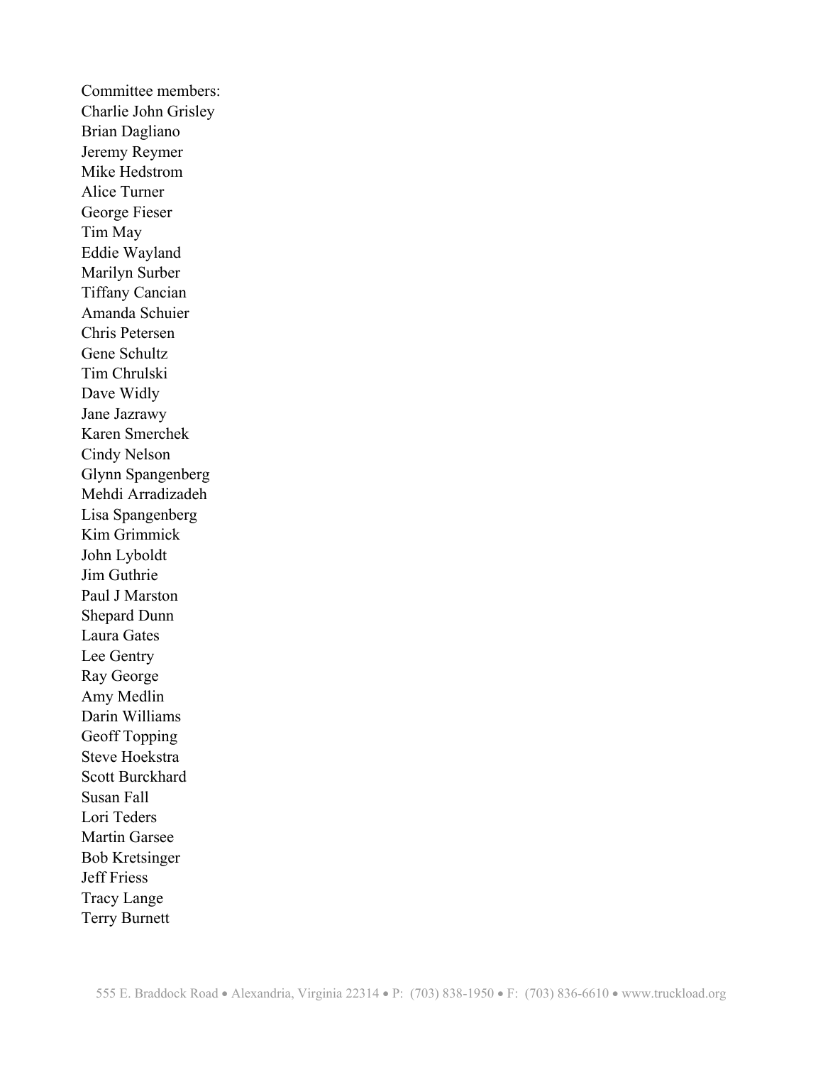Committee members:
Charlie John Grisley
Brian Dagliano
Jeremy Reymer
Mike Hedstrom
Alice Turner
George Fieser
Tim May
Eddie Wayland
Marilyn Surber
Tiffany Cancian
Amanda Schuier
Chris Petersen
Gene Schultz
Tim Chrulski
Dave Widly
Jane Jazrawy
Karen Smerchek
Cindy Nelson
Glynn Spangenberg
Mehdi Arradizadeh
Lisa Spangenberg
Kim Grimmick
John Lyboldt
Jim Guthrie
Paul J Marston
Shepard Dunn
Laura Gates
Lee Gentry
Ray George
Amy Medlin
Darin Williams
Geoff Topping
Steve Hoekstra
Scott Burckhard
Susan Fall
Lori Teders
Martin Garsee
Bob Kretsinger
Jeff Friess
Tracy Lange
Terry Burnett

555 E. Braddock Road • Alexandria, Virginia 22314 • P: (703) 838-1950 • F: (703) 836-6610 • www.truckload.org